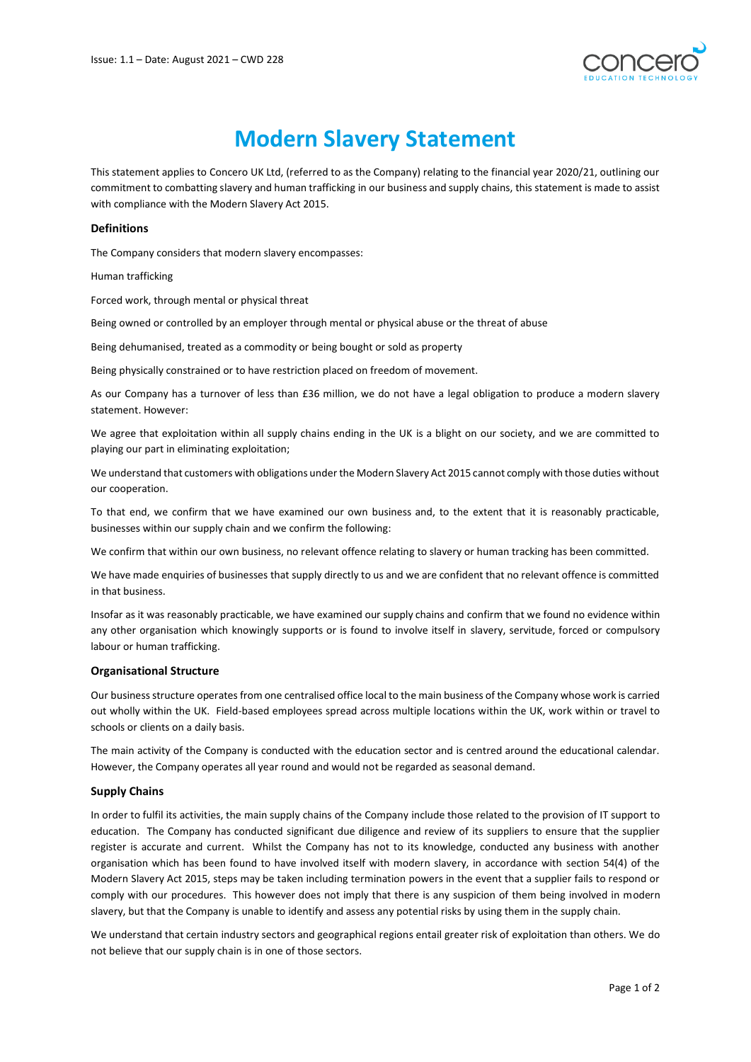# Modern Slavery Statement

This statement applies to Concero UK Ltd, (referred to as the Company) relating to the financial year 2020/21, outlining our commitment to combatting slavery and human trafficking in our business and supply chains, this statement is made to assist with compliance with the Modern Slavery Act 2015.

## Definitions

The Company considers that modern slavery encompasses:

Human trafficking

Forced work, through mental or physical threat

Being owned or controlled by an employer through mental or physical abuse or the threat of abuse

Being dehumanised, treated as a commodity or being bought or sold as property

Being physically constrained or to have restriction placed on freedom of movement.

As our Company has a turnover of less than £36 million, we do not have a legal obligation to produce a modern slavery statement. However:

We agree that exploitation within all supply chains ending in the UK is a blight on our society, and we are committed to playing our part in eliminating exploitation;

We understand that customers with obligations under the Modern Slavery Act 2015 cannot comply with those duties without our cooperation.

To that end, we confirm that we have examined our own business and, to the extent that it is reasonably practicable, businesses within our supply chain and we confirm the following:

We confirm that within our own business, no relevant offence relating to slavery or human tracking has been committed.

We have made enquiries of businesses that supply directly to us and we are confident that no relevant offence is committed in that business.

Insofar as it was reasonably practicable, we have examined our supply chains and confirm that we found no evidence within any other organisation which knowingly supports or is found to involve itself in slavery, servitude, forced or compulsory labour or human trafficking.

## Organisational Structure

Our business structure operates from one centralised office local to the main business of the Company whose work is carried out wholly within the UK. Field-based employees spread across multiple locations within the UK, work within or travel to schools or clients on a daily basis.

The main activity of the Company is conducted with the education sector and is centred around the educational calendar. However, the Company operates all year round and would not be regarded as seasonal demand.

## Supply Chains

In order to fulfil its activities, the main supply chains of the Company include those related to the provision of IT support to education. The Company has conducted significant due diligence and review of its suppliers to ensure that the supplier register is accurate and current. Whilst the Company has not to its knowledge, conducted any business with another organisation which has been found to have involved itself with modern slavery, in accordance with section 54(4) of the Modern Slavery Act 2015, steps may be taken including termination powers in the event that a supplier fails to respond or comply with our procedures. This however does not imply that there is any suspicion of them being involved in modern slavery, but that the Company is unable to identify and assess any potential risks by using them in the supply chain.

We understand that certain industry sectors and geographical regions entail greater risk of exploitation than others. We do not believe that our supply chain is in one of those sectors.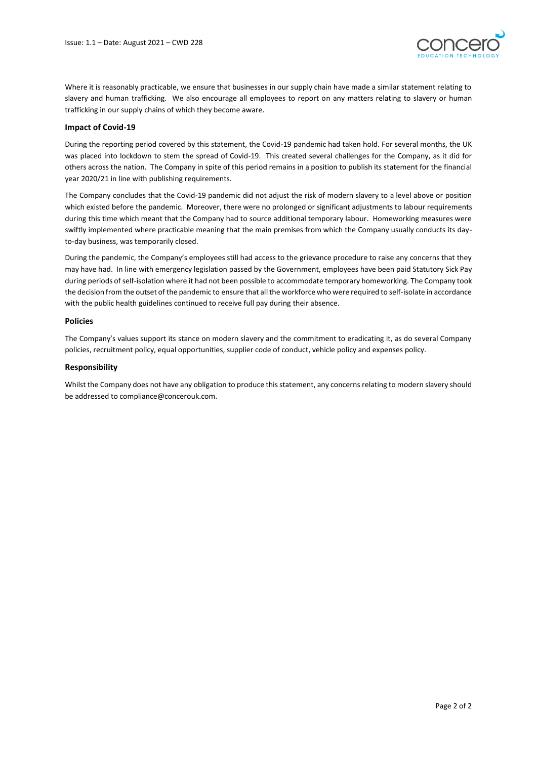Where it is reasonably practicable, we ensure that businesses in our supply chain have made a similar statement relating to slavery and human trafficking. We also encourage all employees to report on any matters relating to slavery or human trafficking in our supply chains of which they become aware.

### Impact of Covid-19

During the reporting period covered by this statement, the Covid-19 pandemic had taken hold. For several months, the UK was placed into lockdown to stem the spread of Covid-19. This created several challenges for the Company, as it did for others across the nation. The Company in spite of this period remains in a position to publish its statement for the financial year 2020/21 in line with publishing requirements.

The Company concludes that the Covid-19 pandemic did not adjust the risk of modern slavery to a level above or position which existed before the pandemic. Moreover, there were no prolonged or significant adjustments to labour requirements during this time which meant that the Company had to source additional temporary labour. Homeworking measures were swiftly implemented where practicable meaning that the main premises from which the Company usually conducts its day-to-day business, was temporarily closed.

During the pandemic, the Company's employees still had access to the grievance procedure to raise any concerns that they may have had. In line with emergency legislation passed by the Government, employees have been paid Statutory Sick Pay during periods of self-isolation where it had not been possible to accommodate temporary homeworking. The Company took the decision from the outset of the pandemic to ensure that all the workforce who were required to self-isolate in accordance with the public health guidelines continued to receive full pay during their absence.

### Policies

The Company's values support its stance on modern slavery and the commitment to eradicating it, as do several Company policies, recruitment policy, equal opportunities, supplier code of conduct, vehicle policy and expenses policy.

### Responsibility

Whilst the Company does not have any obligation to produce this statement, any concerns relating to modern slavery should be addressed to compliance@concerouk.com.